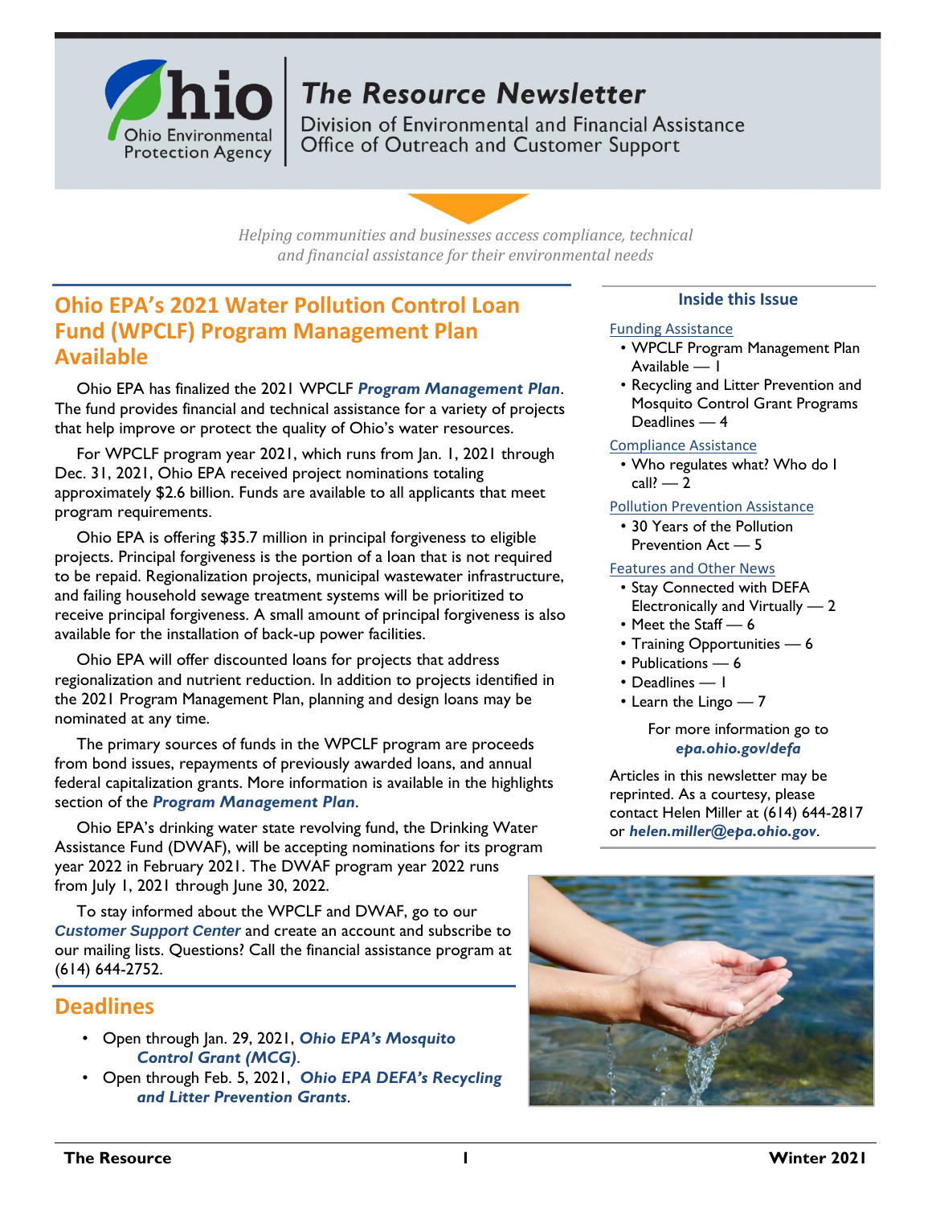# The Resource Newsletter

Division of Environmental and Financial Assistance
Office of Outreach and Customer Support

*Helping communities and businesses access compliance, technical and financial assistance for their environmental needs*

## Ohio EPA's 2021 Water Pollution Control Loan Fund (WPCLF) Program Management Plan Available

Ohio EPA has finalized the 2021 WPCLF ***Program Management Plan***. The fund provides financial and technical assistance for a variety of projects that help improve or protect the quality of Ohio's water resources.

For WPCLF program year 2021, which runs from Jan. 1, 2021 through Dec. 31, 2021, Ohio EPA received project nominations totaling approximately $2.6 billion. Funds are available to all applicants that meet program requirements.

Ohio EPA is offering $35.7 million in principal forgiveness to eligible projects. Principal forgiveness is the portion of a loan that is not required to be repaid. Regionalization projects, municipal wastewater infrastructure, and failing household sewage treatment systems will be prioritized to receive principal forgiveness. A small amount of principal forgiveness is also available for the installation of back-up power facilities.

Ohio EPA will offer discounted loans for projects that address regionalization and nutrient reduction. In addition to projects identified in the 2021 Program Management Plan, planning and design loans may be nominated at any time.

The primary sources of funds in the WPCLF program are proceeds from bond issues, repayments of previously awarded loans, and annual federal capitalization grants. More information is available in the highlights section of the ***Program Management Plan***.

Ohio EPA's drinking water state revolving fund, the Drinking Water Assistance Fund (DWAF), will be accepting nominations for its program year 2022 in February 2021. The DWAF program year 2022 runs from July 1, 2021 through June 30, 2022.

To stay informed about the WPCLF and DWAF, go to our ***Customer Support Center*** and create an account and subscribe to our mailing lists. Questions? Call the financial assistance program at (614) 644-2752.

## Deadlines

- Open through Jan. 29, 2021, ***Ohio EPA's Mosquito Control Grant (MCG)***.
- Open through Feb. 5, 2021, ***Ohio EPA DEFA's Recycling and Litter Prevention Grants***.

### Inside this Issue

Funding Assistance
- WPCLF Program Management Plan Available — 1
- Recycling and Litter Prevention and Mosquito Control Grant Programs Deadlines — 4

Compliance Assistance
- Who regulates what? Who do I call? — 2

Pollution Prevention Assistance
- 30 Years of the Pollution Prevention Act — 5

Features and Other News
- Stay Connected with DEFA Electronically and Virtually — 2
- Meet the Staff — 6
- Training Opportunities — 6
- Publications — 6
- Deadlines — 1
- Learn the Lingo — 7

For more information go to ***epa.ohio.gov/defa***

Articles in this newsletter may be reprinted. As a courtesy, please contact Helen Miller at (614) 644-2817 or ***helen.miller@epa.ohio.gov***.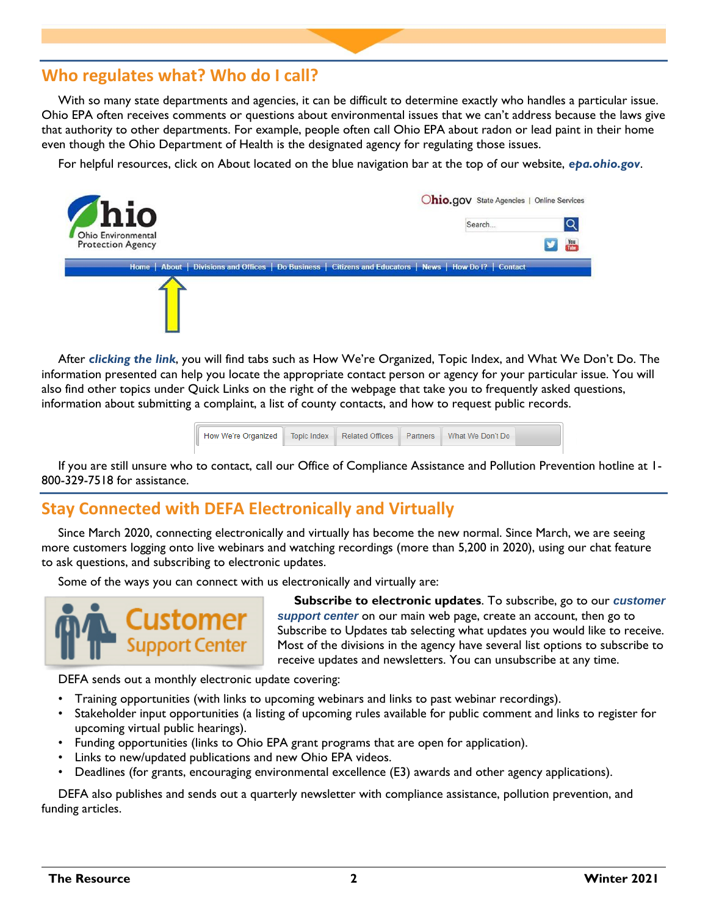## Who regulates what? Who do I call?

With so many state departments and agencies, it can be difficult to determine exactly who handles a particular issue. Ohio EPA often receives comments or questions about environmental issues that we can't address because the laws give that authority to other departments. For example, people often call Ohio EPA about radon or lead paint in their home even though the Ohio Department of Health is the designated agency for regulating those issues.

For helpful resources, click on About located on the blue navigation bar at the top of our website, ***epa.ohio.gov***.

After ***clicking the link***, you will find tabs such as How We're Organized, Topic Index, and What We Don't Do. The information presented can help you locate the appropriate contact person or agency for your particular issue. You will also find other topics under Quick Links on the right of the webpage that take you to frequently asked questions, information about submitting a complaint, a list of county contacts, and how to request public records.

If you are still unsure who to contact, call our Office of Compliance Assistance and Pollution Prevention hotline at 1-800-329-7518 for assistance.

## Stay Connected with DEFA Electronically and Virtually

Since March 2020, connecting electronically and virtually has become the new normal. Since March, we are seeing more customers logging onto live webinars and watching recordings (more than 5,200 in 2020), using our chat feature to ask questions, and subscribing to electronic updates.

Some of the ways you can connect with us electronically and virtually are:

**Subscribe to electronic updates**. To subscribe, go to our ***customer support center*** on our main web page, create an account, then go to Subscribe to Updates tab selecting what updates you would like to receive. Most of the divisions in the agency have several list options to subscribe to receive updates and newsletters. You can unsubscribe at any time.

DEFA sends out a monthly electronic update covering:

- Training opportunities (with links to upcoming webinars and links to past webinar recordings).
- Stakeholder input opportunities (a listing of upcoming rules available for public comment and links to register for upcoming virtual public hearings).
- Funding opportunities (links to Ohio EPA grant programs that are open for application).
- Links to new/updated publications and new Ohio EPA videos.
- Deadlines (for grants, encouraging environmental excellence (E3) awards and other agency applications).

DEFA also publishes and sends out a quarterly newsletter with compliance assistance, pollution prevention, and funding articles.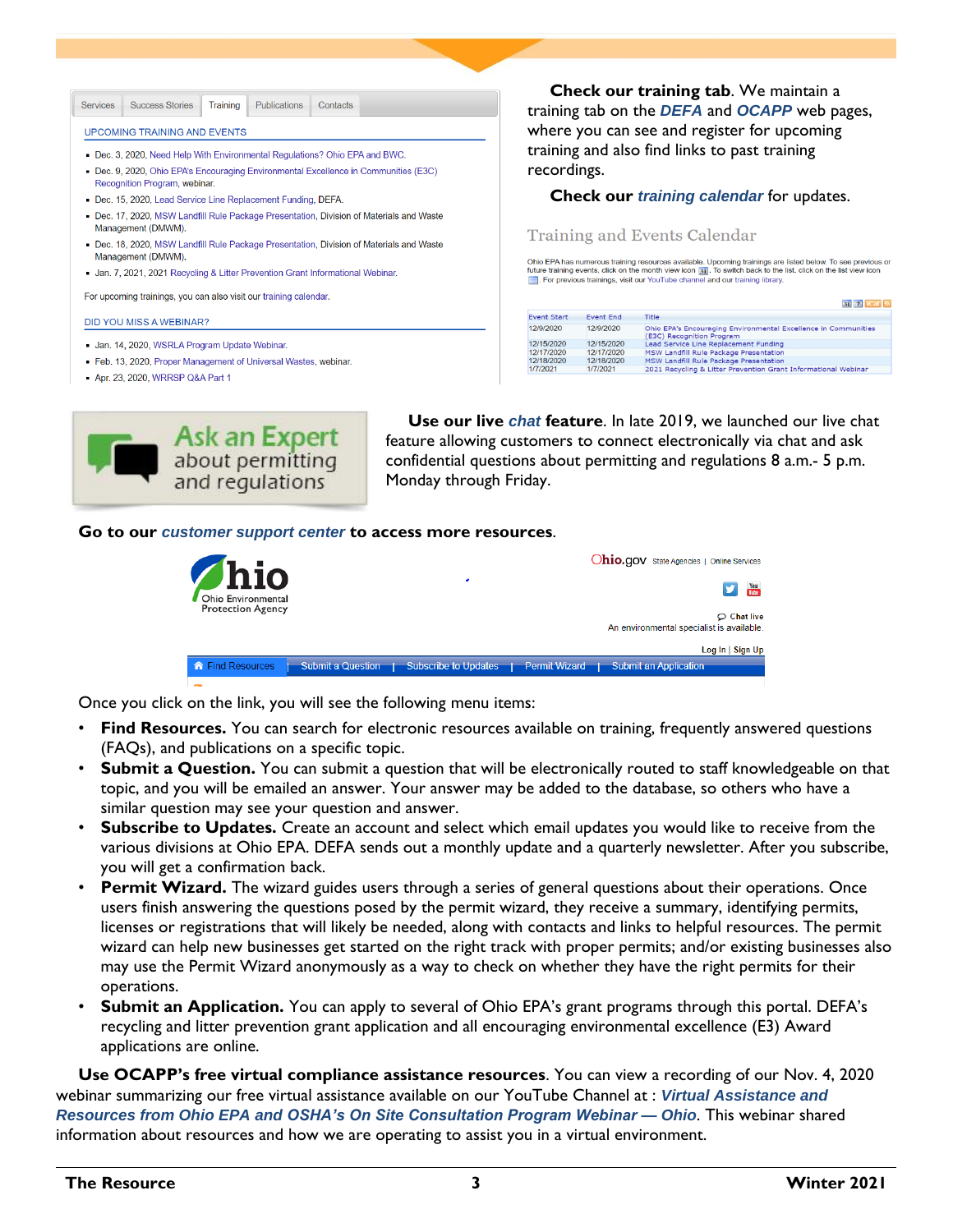**Check our training tab**. We maintain a training tab on the ***DEFA*** and ***OCAPP*** web pages, where you can see and register for upcoming training and also find links to past training recordings.

**Check our *training calendar* for updates.**

Services | Success Stories | Training | Publications | Contacts

UPCOMING TRAINING AND EVENTS

- Dec. 3, 2020, Need Help With Environmental Regulations? Ohio EPA and BWC.
- Dec. 9, 2020, Ohio EPA's Encouraging Environmental Excellence in Communities (E3C) Recognition Program, webinar.
- Dec. 15, 2020, Lead Service Line Replacement Funding, DEFA.
- Dec. 17, 2020, MSW Landfill Rule Package Presentation, Division of Materials and Waste Management (DMWM).
- Dec. 18, 2020, MSW Landfill Rule Package Presentation, Division of Materials and Waste Management (DMWM).
- Jan. 7, 2021, 2021 Recycling & Litter Prevention Grant Informational Webinar.

For upcoming trainings, you can also visit our training calendar.

DID YOU MISS A WEBINAR?

- Jan. 14, 2020, WSRLA Program Update Webinar.
- Feb. 13, 2020, Proper Management of Universal Wastes, webinar.
- Apr. 23, 2020, WRRSP Q&A Part 1

Training and Events Calendar

Ohio EPA has numerous training resources available. Upcoming trainings are listed below. To see previous or future training events, click on the month view icon. To switch back to the list, click on the list view icon. For previous trainings, visit our YouTube channel and our training library.

| Event Start | Event End | Title |
|---|---|---|
| 12/9/2020 | 12/9/2020 | Ohio EPA's Encouraging Environmental Excellence in Communities (E3C) Recognition Program |
| 12/15/2020 | 12/15/2020 | Lead Service Line Replacement Funding |
| 12/17/2020 | 12/17/2020 | MSW Landfill Rule Package Presentation |
| 12/18/2020 | 12/18/2020 | MSW Landfill Rule Package Presentation |
| 1/7/2021 | 1/7/2021 | 2021 Recycling & Litter Prevention Grant Informational Webinar |

Ask an Expert about permitting and regulations

**Use our live *chat* feature**. In late 2019, we launched our live chat feature allowing customers to connect electronically via chat and ask confidential questions about permitting and regulations 8 a.m.- 5 p.m. Monday through Friday.

**Go to our *customer support center* to access more resources**.

Ohio Environmental Protection Agency | Ohio.gov State Agencies | Online Services | Chat live: An environmental specialist is available. | Log In | Sign Up

Find Resources | Submit a Question | Subscribe to Updates | Permit Wizard | Submit an Application

Once you click on the link, you will see the following menu items:

- **Find Resources.** You can search for electronic resources available on training, frequently answered questions (FAQs), and publications on a specific topic.
- **Submit a Question.** You can submit a question that will be electronically routed to staff knowledgeable on that topic, and you will be emailed an answer. Your answer may be added to the database, so others who have a similar question may see your question and answer.
- **Subscribe to Updates.** Create an account and select which email updates you would like to receive from the various divisions at Ohio EPA. DEFA sends out a monthly update and a quarterly newsletter. After you subscribe, you will get a confirmation back.
- **Permit Wizard.** The wizard guides users through a series of general questions about their operations. Once users finish answering the questions posed by the permit wizard, they receive a summary, identifying permits, licenses or registrations that will likely be needed, along with contacts and links to helpful resources. The permit wizard can help new businesses get started on the right track with proper permits; and/or existing businesses also may use the Permit Wizard anonymously as a way to check on whether they have the right permits for their operations.
- **Submit an Application.** You can apply to several of Ohio EPA's grant programs through this portal. DEFA's recycling and litter prevention grant application and all encouraging environmental excellence (E3) Award applications are online.

**Use OCAPP's free virtual compliance assistance resources**. You can view a recording of our Nov. 4, 2020 webinar summarizing our free virtual assistance available on our YouTube Channel at : ***Virtual Assistance and Resources from Ohio EPA and OSHA's On Site Consultation Program Webinar — Ohio***. This webinar shared information about resources and how we are operating to assist you in a virtual environment.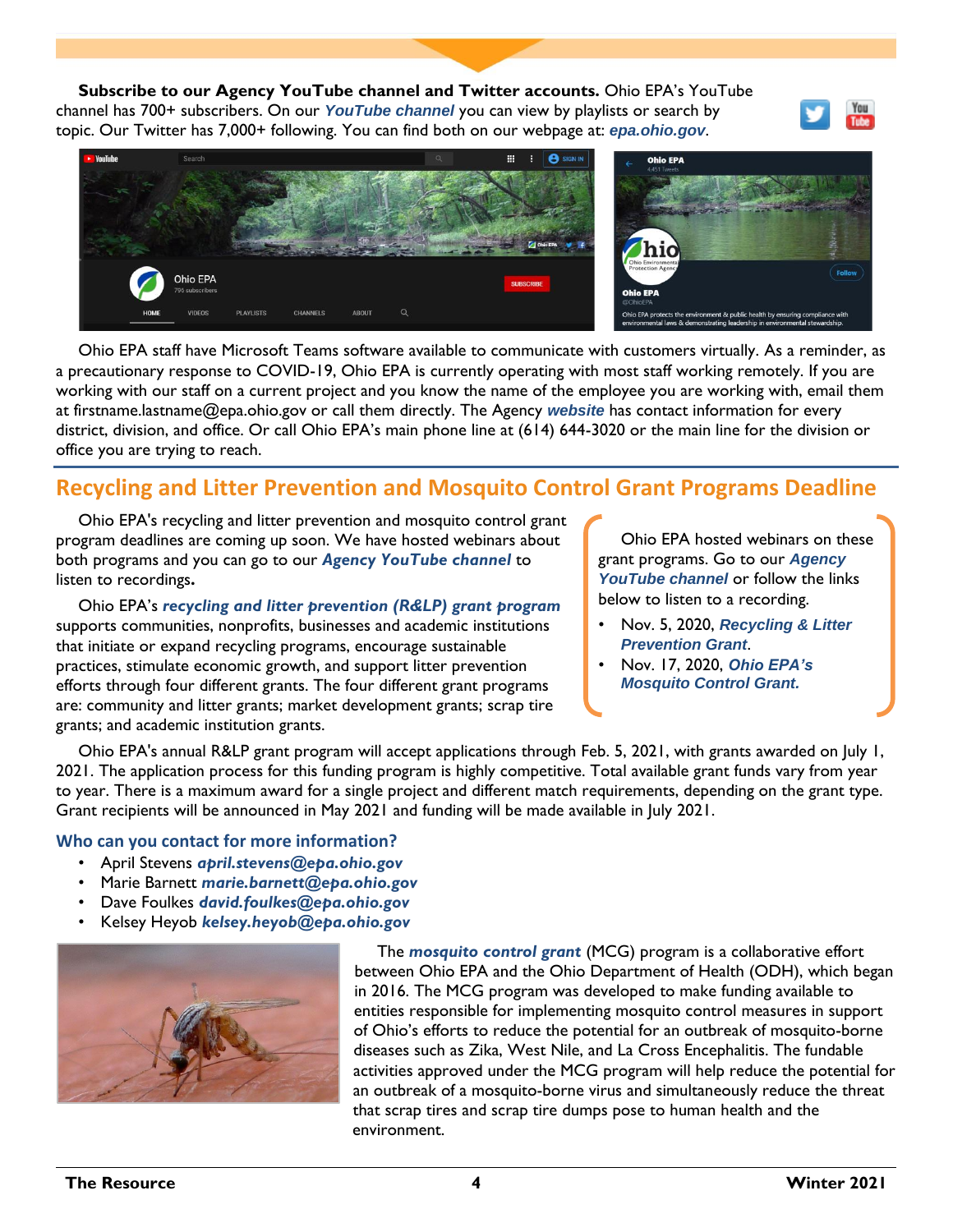**Subscribe to our Agency YouTube channel and Twitter accounts.** Ohio EPA's YouTube channel has 700+ subscribers. On our ***YouTube channel*** you can view by playlists or search by topic. Our Twitter has 7,000+ following. You can find both on our webpage at: ***epa.ohio.gov***.

Ohio EPA staff have Microsoft Teams software available to communicate with customers virtually. As a reminder, as a precautionary response to COVID-19, Ohio EPA is currently operating with most staff working remotely. If you are working with our staff on a current project and you know the name of the employee you are working with, email them at firstname.lastname@epa.ohio.gov or call them directly. The Agency ***website*** has contact information for every district, division, and office. Or call Ohio EPA's main phone line at (614) 644-3020 or the main line for the division or office you are trying to reach.

## Recycling and Litter Prevention and Mosquito Control Grant Programs Deadline

Ohio EPA's recycling and litter prevention and mosquito control grant program deadlines are coming up soon. We have hosted webinars about both programs and you can go to our ***Agency YouTube channel*** to listen to recordings**.**

Ohio EPA's ***recycling and litter prevention (R&LP) grant program*** supports communities, nonprofits, businesses and academic institutions that initiate or expand recycling programs, encourage sustainable practices, stimulate economic growth, and support litter prevention efforts through four different grants. The four different grant programs are: community and litter grants; market development grants; scrap tire grants; and academic institution grants.

Ohio EPA hosted webinars on these grant programs. Go to our ***Agency YouTube channel*** or follow the links below to listen to a recording.

- Nov. 5, 2020, ***Recycling & Litter Prevention Grant***.
- Nov. 17, 2020, ***Ohio EPA's Mosquito Control Grant.***

Ohio EPA's annual R&LP grant program will accept applications through Feb. 5, 2021, with grants awarded on July 1, 2021. The application process for this funding program is highly competitive. Total available grant funds vary from year to year. There is a maximum award for a single project and different match requirements, depending on the grant type. Grant recipients will be announced in May 2021 and funding will be made available in July 2021.

### Who can you contact for more information?

- April Stevens ***april.stevens@epa.ohio.gov***
- Marie Barnett ***marie.barnett@epa.ohio.gov***
- Dave Foulkes ***david.foulkes@epa.ohio.gov***
- Kelsey Heyob ***kelsey.heyob@epa.ohio.gov***

The ***mosquito control grant*** (MCG) program is a collaborative effort between Ohio EPA and the Ohio Department of Health (ODH), which began in 2016. The MCG program was developed to make funding available to entities responsible for implementing mosquito control measures in support of Ohio's efforts to reduce the potential for an outbreak of mosquito-borne diseases such as Zika, West Nile, and La Cross Encephalitis. The fundable activities approved under the MCG program will help reduce the potential for an outbreak of a mosquito-borne virus and simultaneously reduce the threat that scrap tires and scrap tire dumps pose to human health and the environment.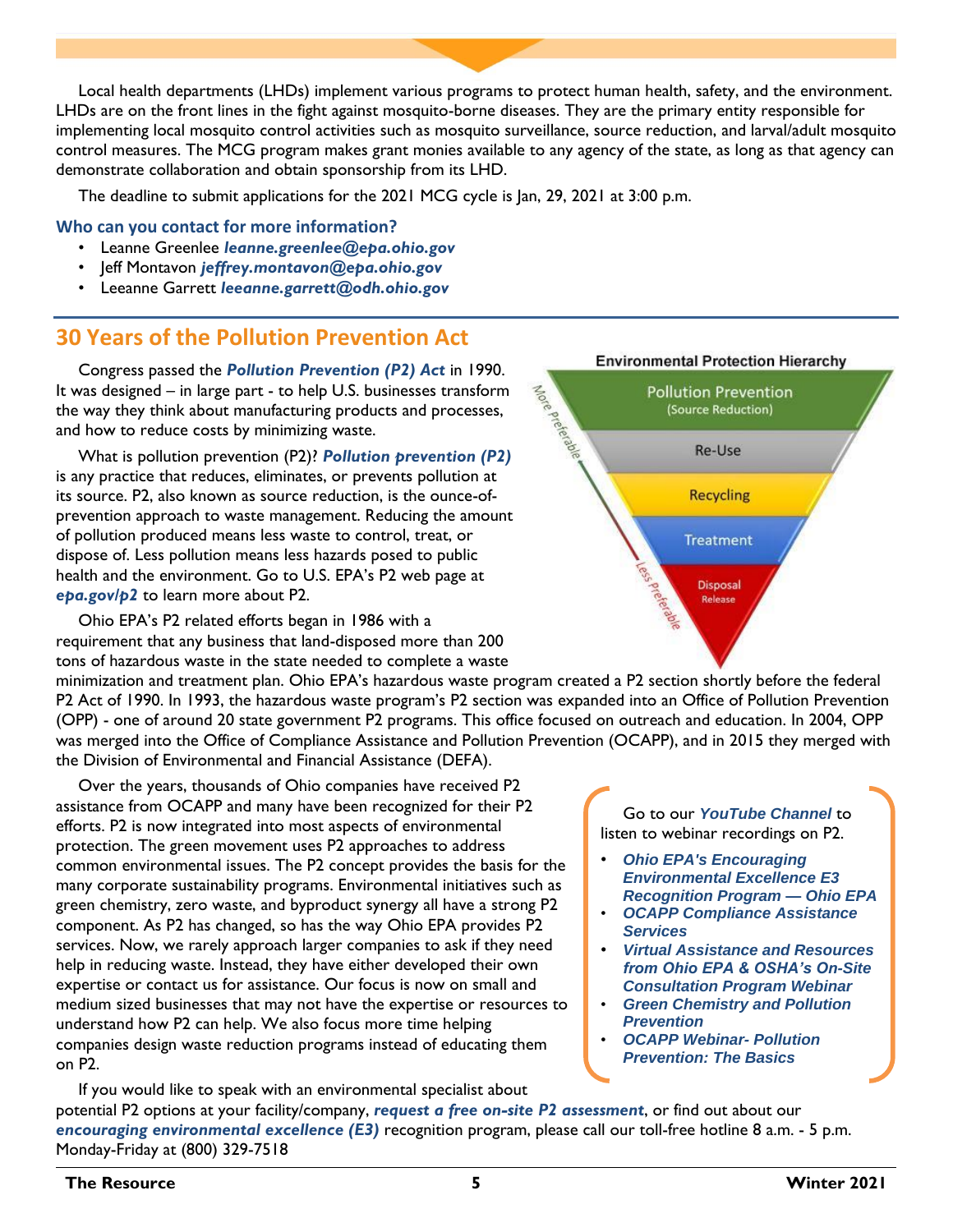Local health departments (LHDs) implement various programs to protect human health, safety, and the environment. LHDs are on the front lines in the fight against mosquito-borne diseases. They are the primary entity responsible for implementing local mosquito control activities such as mosquito surveillance, source reduction, and larval/adult mosquito control measures. The MCG program makes grant monies available to any agency of the state, as long as that agency can demonstrate collaboration and obtain sponsorship from its LHD.

The deadline to submit applications for the 2021 MCG cycle is Jan, 29, 2021 at 3:00 p.m.

### Who can you contact for more information?

- Leanne Greenlee ***leanne.greenlee@epa.ohio.gov***
- Jeff Montavon ***jeffrey.montavon@epa.ohio.gov***
- Leeanne Garrett ***leeanne.garrett@odh.ohio.gov***

## 30 Years of the Pollution Prevention Act

Congress passed the ***Pollution Prevention (P2) Act*** in 1990. It was designed – in large part - to help U.S. businesses transform the way they think about manufacturing products and processes, and how to reduce costs by minimizing waste.

What is pollution prevention (P2)? ***Pollution prevention (P2)*** is any practice that reduces, eliminates, or prevents pollution at its source. P2, also known as source reduction, is the ounce-of-prevention approach to waste management. Reducing the amount of pollution produced means less waste to control, treat, or dispose of. Less pollution means less hazards posed to public health and the environment. Go to U.S. EPA's P2 web page at ***epa.gov/p2*** to learn more about P2.

**Environmental Protection Hierarchy**

- Pollution Prevention (Source Reduction)
- Re-Use
- Recycling
- Treatment
- Disposal Release

(More Preferable → Less Preferable)

Ohio EPA's P2 related efforts began in 1986 with a requirement that any business that land-disposed more than 200 tons of hazardous waste in the state needed to complete a waste minimization and treatment plan. Ohio EPA's hazardous waste program created a P2 section shortly before the federal P2 Act of 1990. In 1993, the hazardous waste program's P2 section was expanded into an Office of Pollution Prevention (OPP) - one of around 20 state government P2 programs. This office focused on outreach and education. In 2004, OPP was merged into the Office of Compliance Assistance and Pollution Prevention (OCAPP), and in 2015 they merged with the Division of Environmental and Financial Assistance (DEFA).

Over the years, thousands of Ohio companies have received P2 assistance from OCAPP and many have been recognized for their P2 efforts. P2 is now integrated into most aspects of environmental protection. The green movement uses P2 approaches to address common environmental issues. The P2 concept provides the basis for the many corporate sustainability programs. Environmental initiatives such as green chemistry, zero waste, and byproduct synergy all have a strong P2 component. As P2 has changed, so has the way Ohio EPA provides P2 services. Now, we rarely approach larger companies to ask if they need help in reducing waste. Instead, they have either developed their own expertise or contact us for assistance. Our focus is now on small and medium sized businesses that may not have the expertise or resources to understand how P2 can help. We also focus more time helping companies design waste reduction programs instead of educating them on P2.

> Go to our ***YouTube Channel*** to listen to webinar recordings on P2.
>
> - ***Ohio EPA's Encouraging Environmental Excellence E3 Recognition Program — Ohio EPA***
> - ***OCAPP Compliance Assistance Services***
> - ***Virtual Assistance and Resources from Ohio EPA & OSHA's On-Site Consultation Program Webinar***
> - ***Green Chemistry and Pollution Prevention***
> - ***OCAPP Webinar- Pollution Prevention: The Basics***

If you would like to speak with an environmental specialist about potential P2 options at your facility/company, ***request a free on-site P2 assessment***, or find out about our ***encouraging environmental excellence (E3)*** recognition program, please call our toll-free hotline 8 a.m. - 5 p.m. Monday-Friday at (800) 329-7518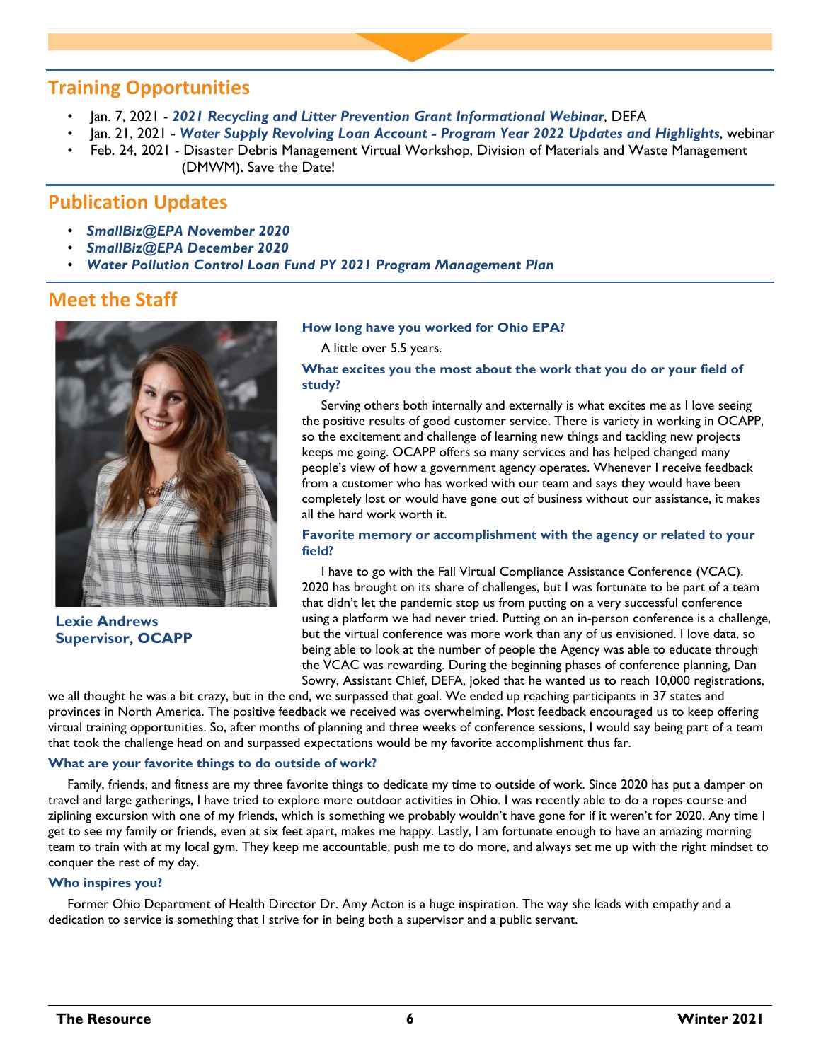## Training Opportunities

- Jan. 7, 2021 - ***2021 Recycling and Litter Prevention Grant Informational Webinar***, DEFA
- Jan. 21, 2021 - ***Water Supply Revolving Loan Account - Program Year 2022 Updates and Highlights***, webinar
- Feb. 24, 2021 - Disaster Debris Management Virtual Workshop, Division of Materials and Waste Management (DMWM). Save the Date!

## Publication Updates

- ***SmallBiz@EPA November 2020***
- ***SmallBiz@EPA December 2020***
- ***Water Pollution Control Loan Fund PY 2021 Program Management Plan***

## Meet the Staff

**Lexie Andrews**
**Supervisor, OCAPP**

**How long have you worked for Ohio EPA?**

A little over 5.5 years.

**What excites you the most about the work that you do or your field of study?**

Serving others both internally and externally is what excites me as I love seeing the positive results of good customer service. There is variety in working in OCAPP, so the excitement and challenge of learning new things and tackling new projects keeps me going. OCAPP offers so many services and has helped changed many people's view of how a government agency operates. Whenever I receive feedback from a customer who has worked with our team and says they would have been completely lost or would have gone out of business without our assistance, it makes all the hard work worth it.

**Favorite memory or accomplishment with the agency or related to your field?**

I have to go with the Fall Virtual Compliance Assistance Conference (VCAC). 2020 has brought on its share of challenges, but I was fortunate to be part of a team that didn't let the pandemic stop us from putting on a very successful conference using a platform we had never tried. Putting on an in-person conference is a challenge, but the virtual conference was more work than any of us envisioned. I love data, so being able to look at the number of people the Agency was able to educate through the VCAC was rewarding. During the beginning phases of conference planning, Dan Sowry, Assistant Chief, DEFA, joked that he wanted us to reach 10,000 registrations, we all thought he was a bit crazy, but in the end, we surpassed that goal. We ended up reaching participants in 37 states and provinces in North America. The positive feedback we received was overwhelming. Most feedback encouraged us to keep offering virtual training opportunities. So, after months of planning and three weeks of conference sessions, I would say being part of a team that took the challenge head on and surpassed expectations would be my favorite accomplishment thus far.

**What are your favorite things to do outside of work?**

Family, friends, and fitness are my three favorite things to dedicate my time to outside of work. Since 2020 has put a damper on travel and large gatherings, I have tried to explore more outdoor activities in Ohio. I was recently able to do a ropes course and ziplining excursion with one of my friends, which is something we probably wouldn't have gone for if it weren't for 2020. Any time I get to see my family or friends, even at six feet apart, makes me happy. Lastly, I am fortunate enough to have an amazing morning team to train with at my local gym. They keep me accountable, push me to do more, and always set me up with the right mindset to conquer the rest of my day.

**Who inspires you?**

Former Ohio Department of Health Director Dr. Amy Acton is a huge inspiration. The way she leads with empathy and a dedication to service is something that I strive for in being both a supervisor and a public servant.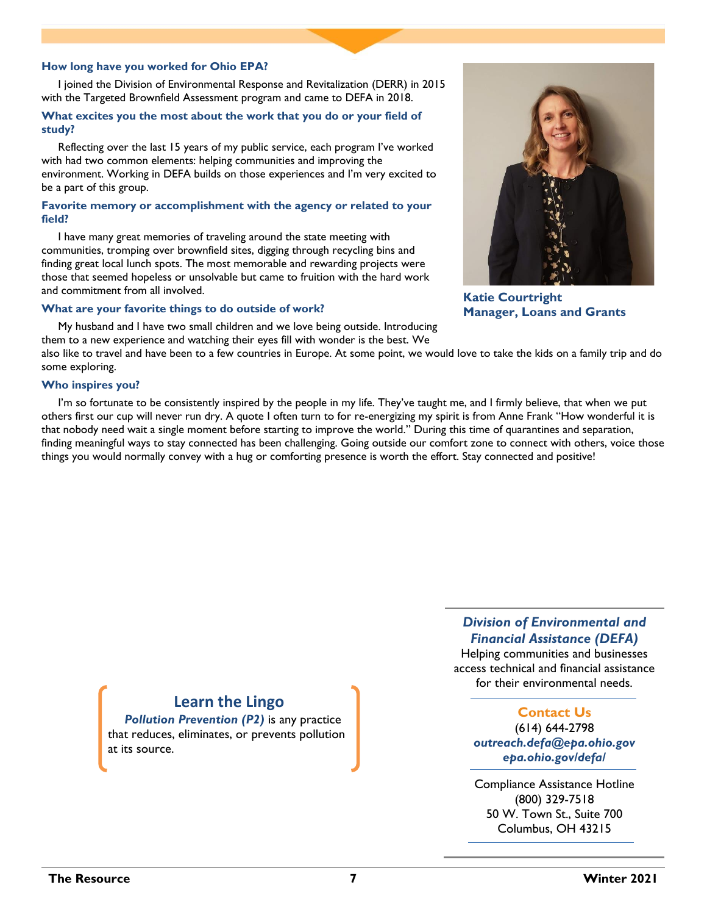**How long have you worked for Ohio EPA?**

I joined the Division of Environmental Response and Revitalization (DERR) in 2015 with the Targeted Brownfield Assessment program and came to DEFA in 2018.

**What excites you the most about the work that you do or your field of study?**

Reflecting over the last 15 years of my public service, each program I've worked with had two common elements: helping communities and improving the environment. Working in DEFA builds on those experiences and I'm very excited to be a part of this group.

**Favorite memory or accomplishment with the agency or related to your field?**

I have many great memories of traveling around the state meeting with communities, tromping over brownfield sites, digging through recycling bins and finding great local lunch spots. The most memorable and rewarding projects were those that seemed hopeless or unsolvable but came to fruition with the hard work and commitment from all involved.

**Katie Courtright**
**Manager, Loans and Grants**

**What are your favorite things to do outside of work?**

My husband and I have two small children and we love being outside. Introducing them to a new experience and watching their eyes fill with wonder is the best. We also like to travel and have been to a few countries in Europe. At some point, we would love to take the kids on a family trip and do some exploring.

**Who inspires you?**

I'm so fortunate to be consistently inspired by the people in my life. They've taught me, and I firmly believe, that when we put others first our cup will never run dry. A quote I often turn to for re-energizing my spirit is from Anne Frank "How wonderful it is that nobody need wait a single moment before starting to improve the world." During this time of quarantines and separation, finding meaningful ways to stay connected has been challenging. Going outside our comfort zone to connect with others, voice those things you would normally convey with a hug or comforting presence is worth the effort. Stay connected and positive!

## Learn the Lingo

***Pollution Prevention (P2)*** is any practice that reduces, eliminates, or prevents pollution at its source.

***Division of Environmental and Financial Assistance (DEFA)***

Helping communities and businesses access technical and financial assistance for their environmental needs.

**Contact Us**

(614) 644-2798
***outreach.defa@epa.ohio.gov***
***epa.ohio.gov/defa/***

Compliance Assistance Hotline
(800) 329-7518
50 W. Town St., Suite 700
Columbus, OH 43215